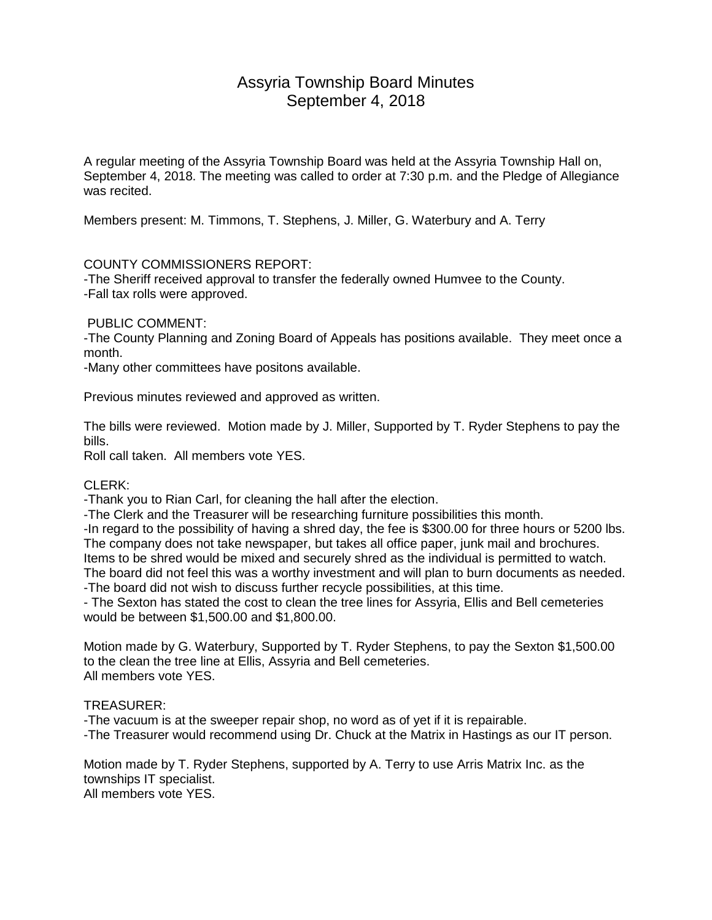# Assyria Township Board Minutes
## September 4, 2018

A regular meeting of the Assyria Township Board was held at the Assyria Township Hall on, September 4, 2018. The meeting was called to order at 7:30 p.m. and the Pledge of Allegiance was recited.

Members present: M. Timmons, T. Stephens, J. Miller, G. Waterbury and A. Terry

COUNTY COMMISSIONERS REPORT:
-The Sheriff received approval to transfer the federally owned Humvee to the County.
-Fall tax rolls were approved.

PUBLIC COMMENT:
-The County Planning and Zoning Board of Appeals has positions available. They meet once a month.
-Many other committees have positons available.

Previous minutes reviewed and approved as written.

The bills were reviewed. Motion made by J. Miller, Supported by T. Ryder Stephens to pay the bills.
Roll call taken. All members vote YES.

CLERK:
-Thank you to Rian Carl, for cleaning the hall after the election.
-The Clerk and the Treasurer will be researching furniture possibilities this month.
-In regard to the possibility of having a shred day, the fee is $300.00 for three hours or 5200 lbs. The company does not take newspaper, but takes all office paper, junk mail and brochures. Items to be shred would be mixed and securely shred as the individual is permitted to watch. The board did not feel this was a worthy investment and will plan to burn documents as needed.
-The board did not wish to discuss further recycle possibilities, at this time.
- The Sexton has stated the cost to clean the tree lines for Assyria, Ellis and Bell cemeteries would be between $1,500.00 and $1,800.00.

Motion made by G. Waterbury, Supported by T. Ryder Stephens, to pay the Sexton $1,500.00 to the clean the tree line at Ellis, Assyria and Bell cemeteries.
All members vote YES.

TREASURER:
-The vacuum is at the sweeper repair shop, no word as of yet if it is repairable.
-The Treasurer would recommend using Dr. Chuck at the Matrix in Hastings as our IT person.

Motion made by T. Ryder Stephens, supported by A. Terry to use Arris Matrix Inc. as the townships IT specialist.
All members vote YES.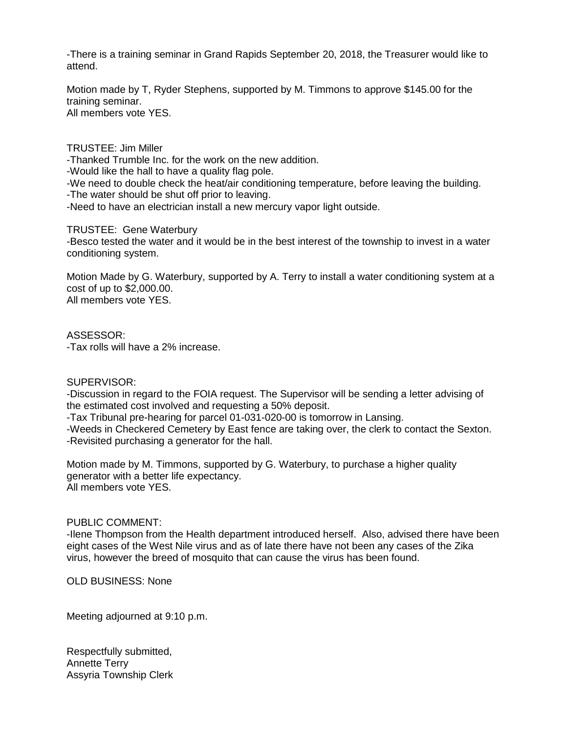-There is a training seminar in Grand Rapids September 20, 2018, the Treasurer would like to attend.

Motion made by T, Ryder Stephens, supported by M. Timmons to approve $145.00 for the training seminar.
All members vote YES.

TRUSTEE: Jim Miller
-Thanked Trumble Inc. for the work on the new addition.
-Would like the hall to have a quality flag pole.
-We need to double check the heat/air conditioning temperature, before leaving the building.
-The water should be shut off prior to leaving.
-Need to have an electrician install a new mercury vapor light outside.

TRUSTEE: Gene Waterbury
-Besco tested the water and it would be in the best interest of the township to invest in a water conditioning system.

Motion Made by G. Waterbury, supported by A. Terry to install a water conditioning system at a cost of up to $2,000.00.
All members vote YES.

ASSESSOR:
-Tax rolls will have a 2% increase.

SUPERVISOR:
-Discussion in regard to the FOIA request. The Supervisor will be sending a letter advising of the estimated cost involved and requesting a 50% deposit.
-Tax Tribunal pre-hearing for parcel 01-031-020-00 is tomorrow in Lansing.
-Weeds in Checkered Cemetery by East fence are taking over, the clerk to contact the Sexton.
-Revisited purchasing a generator for the hall.

Motion made by M. Timmons, supported by G. Waterbury, to purchase a higher quality generator with a better life expectancy.
All members vote YES.

PUBLIC COMMENT:
-Ilene Thompson from the Health department introduced herself. Also, advised there have been eight cases of the West Nile virus and as of late there have not been any cases of the Zika virus, however the breed of mosquito that can cause the virus has been found.

OLD BUSINESS: None

Meeting adjourned at 9:10 p.m.

Respectfully submitted,
Annette Terry
Assyria Township Clerk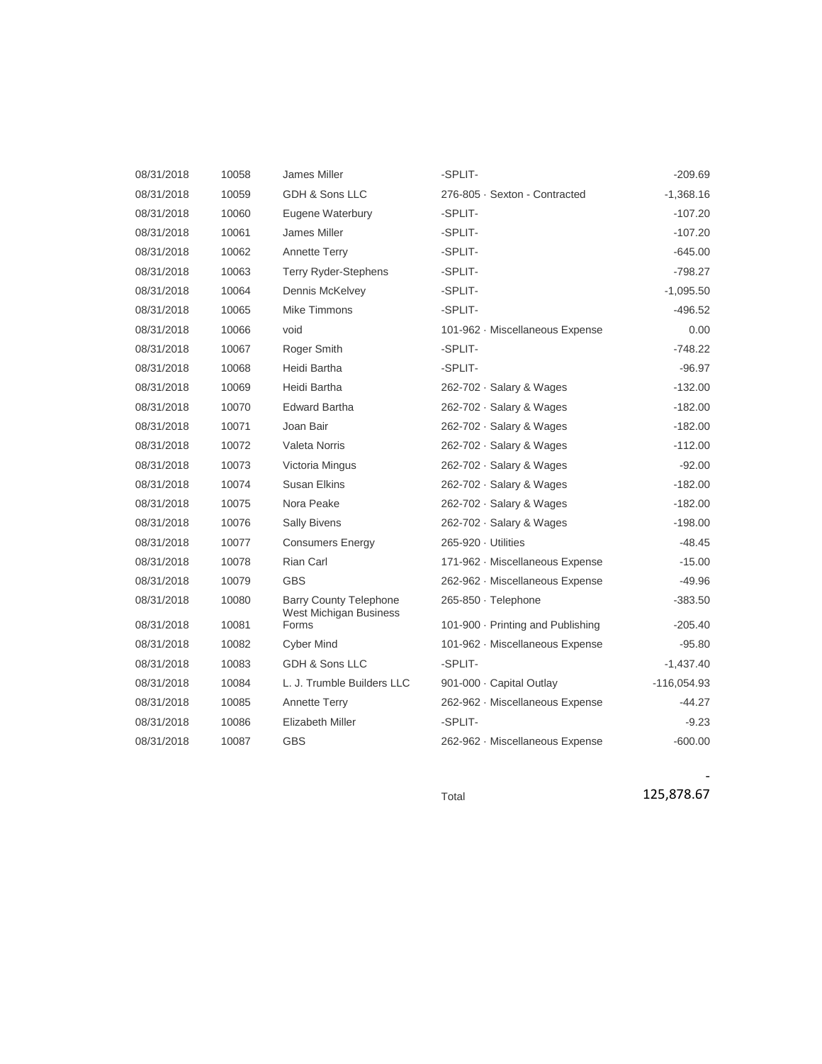| | | | | |
|---|---|---|---|---|
| 08/31/2018 | 10058 | James Miller | -SPLIT- | -209.69 |
| 08/31/2018 | 10059 | GDH & Sons LLC | 276-805 · Sexton - Contracted | -1,368.16 |
| 08/31/2018 | 10060 | Eugene Waterbury | -SPLIT- | -107.20 |
| 08/31/2018 | 10061 | James Miller | -SPLIT- | -107.20 |
| 08/31/2018 | 10062 | Annette Terry | -SPLIT- | -645.00 |
| 08/31/2018 | 10063 | Terry Ryder-Stephens | -SPLIT- | -798.27 |
| 08/31/2018 | 10064 | Dennis McKelvey | -SPLIT- | -1,095.50 |
| 08/31/2018 | 10065 | Mike Timmons | -SPLIT- | -496.52 |
| 08/31/2018 | 10066 | void | 101-962 · Miscellaneous Expense | 0.00 |
| 08/31/2018 | 10067 | Roger Smith | -SPLIT- | -748.22 |
| 08/31/2018 | 10068 | Heidi Bartha | -SPLIT- | -96.97 |
| 08/31/2018 | 10069 | Heidi Bartha | 262-702 · Salary & Wages | -132.00 |
| 08/31/2018 | 10070 | Edward Bartha | 262-702 · Salary & Wages | -182.00 |
| 08/31/2018 | 10071 | Joan Bair | 262-702 · Salary & Wages | -182.00 |
| 08/31/2018 | 10072 | Valeta Norris | 262-702 · Salary & Wages | -112.00 |
| 08/31/2018 | 10073 | Victoria Mingus | 262-702 · Salary & Wages | -92.00 |
| 08/31/2018 | 10074 | Susan Elkins | 262-702 · Salary & Wages | -182.00 |
| 08/31/2018 | 10075 | Nora Peake | 262-702 · Salary & Wages | -182.00 |
| 08/31/2018 | 10076 | Sally Bivens | 262-702 · Salary & Wages | -198.00 |
| 08/31/2018 | 10077 | Consumers Energy | 265-920 · Utilities | -48.45 |
| 08/31/2018 | 10078 | Rian Carl | 171-962 · Miscellaneous Expense | -15.00 |
| 08/31/2018 | 10079 | GBS | 262-962 · Miscellaneous Expense | -49.96 |
| 08/31/2018 | 10080 | Barry County Telephone | 265-850 · Telephone | -383.50 |
| 08/31/2018 | 10081 | West Michigan Business Forms | 101-900 · Printing and Publishing | -205.40 |
| 08/31/2018 | 10082 | Cyber Mind | 101-962 · Miscellaneous Expense | -95.80 |
| 08/31/2018 | 10083 | GDH & Sons LLC | -SPLIT- | -1,437.40 |
| 08/31/2018 | 10084 | L. J. Trumble Builders LLC | 901-000 · Capital Outlay | -116,054.93 |
| 08/31/2018 | 10085 | Annette Terry | 262-962 · Miscellaneous Expense | -44.27 |
| 08/31/2018 | 10086 | Elizabeth Miller | -SPLIT- | -9.23 |
| 08/31/2018 | 10087 | GBS | 262-962 · Miscellaneous Expense | -600.00 |
| | | | Total | -125,878.67 |